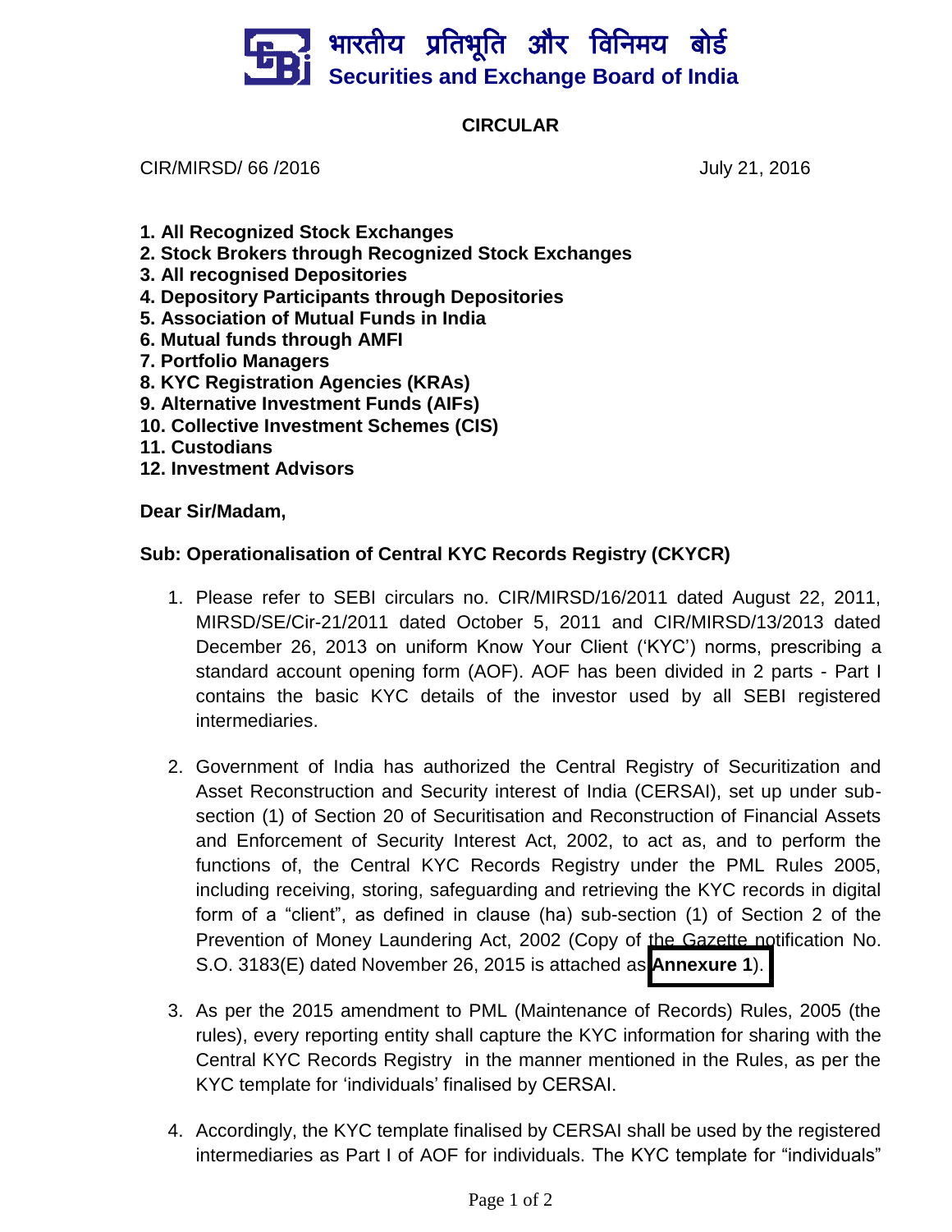भारतीय प्रतिभूति और विनिमय बोर्ड
**Securities and Exchange Board of India**

## CIRCULAR

CIR/MIRSD/ 66 /2016

July 21, 2016

**1. All Recognized Stock Exchanges**
**2. Stock Brokers through Recognized Stock Exchanges**
**3. All recognised Depositories**
**4. Depository Participants through Depositories**
**5. Association of Mutual Funds in India**
**6. Mutual funds through AMFI**
**7. Portfolio Managers**
**8. KYC Registration Agencies (KRAs)**
**9. Alternative Investment Funds (AIFs)**
**10. Collective Investment Schemes (CIS)**
**11. Custodians**
**12. Investment Advisors**

**Dear Sir/Madam,**

**Sub: Operationalisation of Central KYC Records Registry (CKYCR)**

1. Please refer to SEBI circulars no. CIR/MIRSD/16/2011 dated August 22, 2011, MIRSD/SE/Cir-21/2011 dated October 5, 2011 and CIR/MIRSD/13/2013 dated December 26, 2013 on uniform Know Your Client ('KYC') norms, prescribing a standard account opening form (AOF). AOF has been divided in 2 parts - Part I contains the basic KYC details of the investor used by all SEBI registered intermediaries.

2. Government of India has authorized the Central Registry of Securitization and Asset Reconstruction and Security interest of India (CERSAI), set up under sub-section (1) of Section 20 of Securitisation and Reconstruction of Financial Assets and Enforcement of Security Interest Act, 2002, to act as, and to perform the functions of, the Central KYC Records Registry under the PML Rules 2005, including receiving, storing, safeguarding and retrieving the KYC records in digital form of a "client", as defined in clause (ha) sub-section (1) of Section 2 of the Prevention of Money Laundering Act, 2002 (Copy of the Gazette notification No. S.O. 3183(E) dated November 26, 2015 is attached as **Annexure 1**).

3. As per the 2015 amendment to PML (Maintenance of Records) Rules, 2005 (the rules), every reporting entity shall capture the KYC information for sharing with the Central KYC Records Registry in the manner mentioned in the Rules, as per the KYC template for 'individuals' finalised by CERSAI.

4. Accordingly, the KYC template finalised by CERSAI shall be used by the registered intermediaries as Part I of AOF for individuals. The KYC template for "individuals"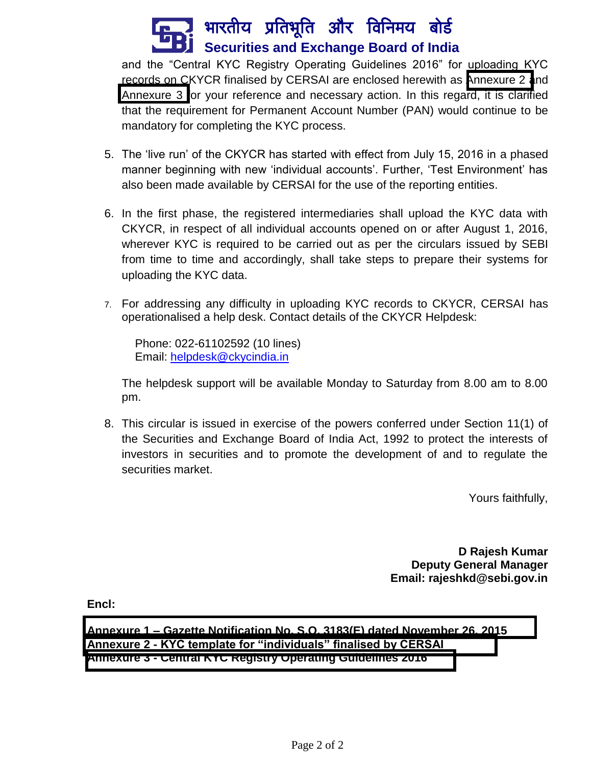and the "Central KYC Registry Operating Guidelines 2016" for uploading KYC records on CKYCR finalised by CERSAI are enclosed herewith as Annexure 2 and Annexure 3 for your reference and necessary action. In this regard, it is clarified that the requirement for Permanent Account Number (PAN) would continue to be mandatory for completing the KYC process.

5. The 'live run' of the CKYCR has started with effect from July 15, 2016 in a phased manner beginning with new 'individual accounts'. Further, 'Test Environment' has also been made available by CERSAI for the use of the reporting entities.

6. In the first phase, the registered intermediaries shall upload the KYC data with CKYCR, in respect of all individual accounts opened on or after August 1, 2016, wherever KYC is required to be carried out as per the circulars issued by SEBI from time to time and accordingly, shall take steps to prepare their systems for uploading the KYC data.

7. For addressing any difficulty in uploading KYC records to CKYCR, CERSAI has operationalised a help desk. Contact details of the CKYCR Helpdesk:

   Phone: 022-61102592 (10 lines)
   Email: helpdesk@ckycindia.in

   The helpdesk support will be available Monday to Saturday from 8.00 am to 8.00 pm.

8. This circular is issued in exercise of the powers conferred under Section 11(1) of the Securities and Exchange Board of India Act, 1992 to protect the interests of investors in securities and to promote the development of and to regulate the securities market.

Yours faithfully,

**D Rajesh Kumar**
**Deputy General Manager**
**Email: rajeshkd@sebi.gov.in**

**Encl:**

**Annexure 1 – Gazette Notification No. S.O. 3183(E) dated November 26, 2015**
**Annexure 2 - KYC template for "individuals" finalised by CERSAI**
**Annexure 3 - Central KYC Registry Operating Guidelines 2016**